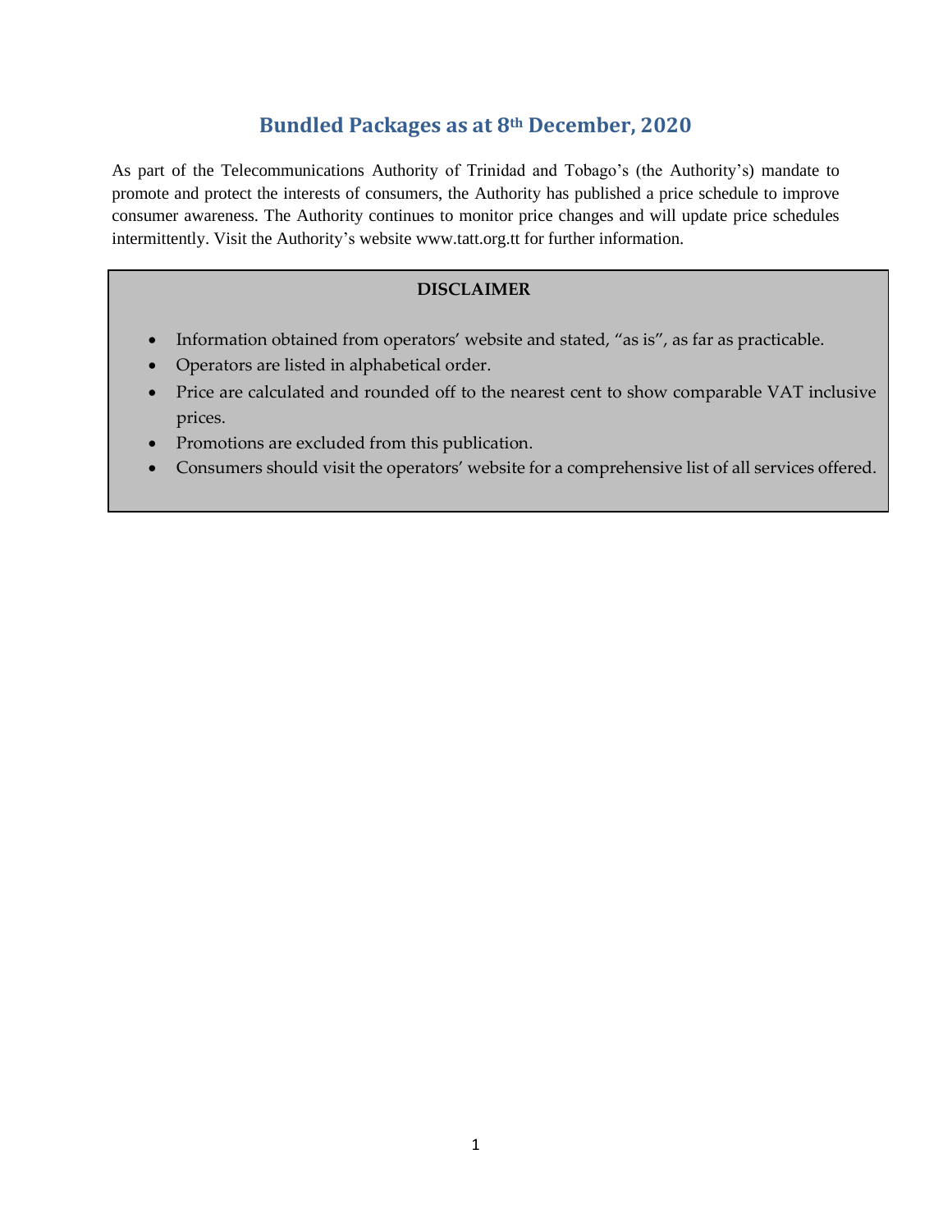# Bundled Packages as at 8th December, 2020

As part of the Telecommunications Authority of Trinidad and Tobago's (the Authority's) mandate to promote and protect the interests of consumers, the Authority has published a price schedule to improve consumer awareness. The Authority continues to monitor price changes and will update price schedules intermittently. Visit the Authority's website www.tatt.org.tt for further information.

**DISCLAIMER**

- Information obtained from operators' website and stated, "as is", as far as practicable.
- Operators are listed in alphabetical order.
- Price are calculated and rounded off to the nearest cent to show comparable VAT inclusive prices.
- Promotions are excluded from this publication.
- Consumers should visit the operators' website for a comprehensive list of all services offered.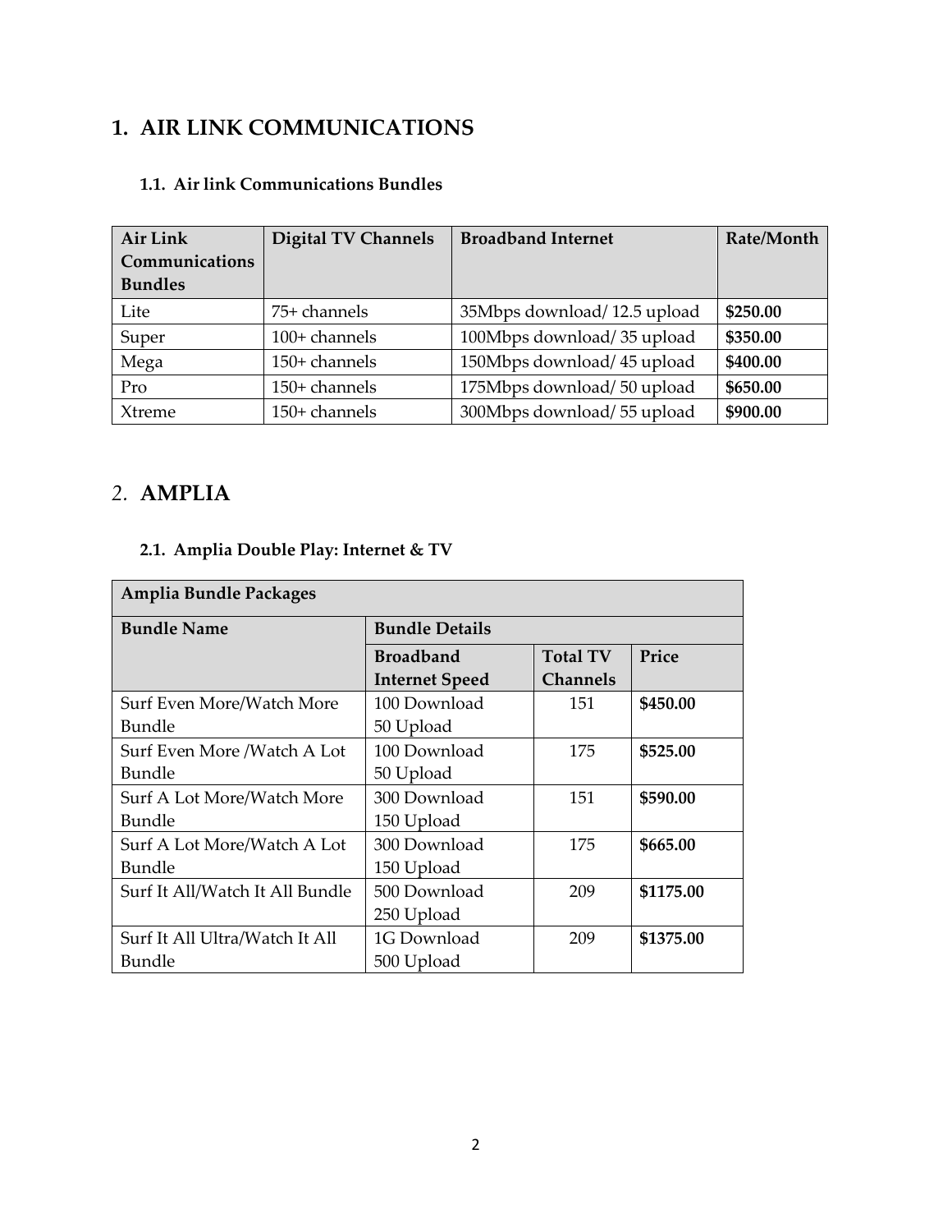# 1. AIR LINK COMMUNICATIONS

## 1.1. Air link Communications Bundles

| Air Link Communications Bundles | Digital TV Channels | Broadband Internet | Rate/Month |
|---|---|---|---|
| Lite | 75+ channels | 35Mbps download/ 12.5 upload | **$250.00** |
| Super | 100+ channels | 100Mbps download/ 35 upload | **$350.00** |
| Mega | 150+ channels | 150Mbps download/ 45 upload | **$400.00** |
| Pro | 150+ channels | 175Mbps download/ 50 upload | **$650.00** |
| Xtreme | 150+ channels | 300Mbps download/ 55 upload | **$900.00** |

# 2. AMPLIA

## 2.1. Amplia Double Play: Internet & TV

| Amplia Bundle Packages | | | |
|---|---|---|---|
| **Bundle Name** | **Bundle Details** | | |
| | **Broadband Internet Speed** | **Total TV Channels** | **Price** |
| Surf Even More/Watch More Bundle | 100 Download 50 Upload | 151 | **$450.00** |
| Surf Even More /Watch A Lot Bundle | 100 Download 50 Upload | 175 | **$525.00** |
| Surf A Lot More/Watch More Bundle | 300 Download 150 Upload | 151 | **$590.00** |
| Surf A Lot More/Watch A Lot Bundle | 300 Download 150 Upload | 175 | **$665.00** |
| Surf It All/Watch It All Bundle | 500 Download 250 Upload | 209 | **$1175.00** |
| Surf It All Ultra/Watch It All Bundle | 1G Download 500 Upload | 209 | **$1375.00** |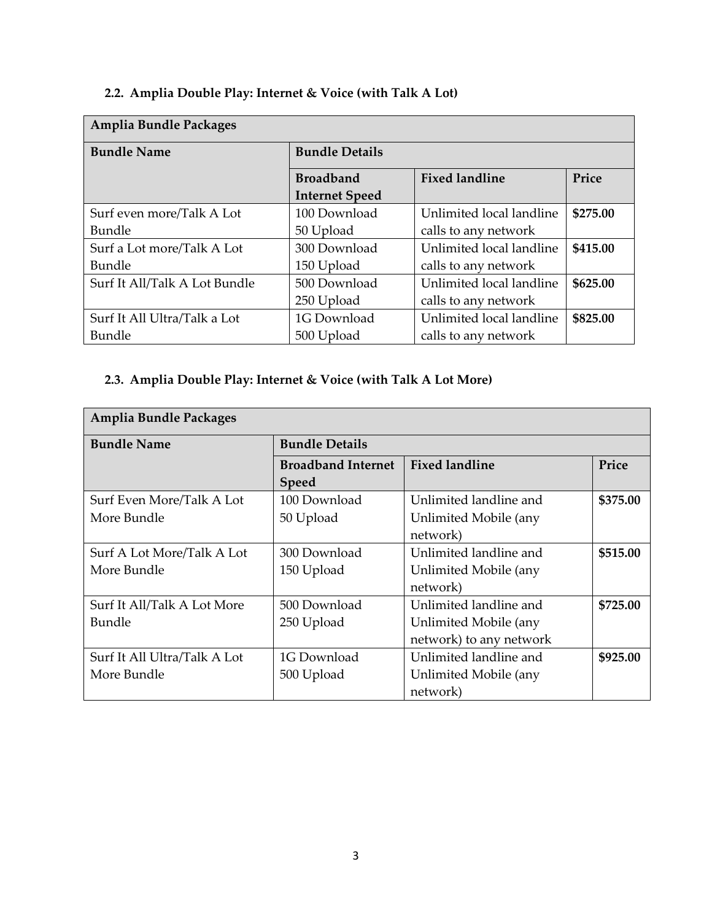### 2.2. Amplia Double Play: Internet & Voice (with Talk A Lot)

| Amplia Bundle Packages | | | |
|---|---|---|---|
| **Bundle Name** | **Bundle Details** | | |
| | **Broadband Internet Speed** | **Fixed landline** | **Price** |
| Surf even more/Talk A Lot Bundle | 100 Download 50 Upload | Unlimited local landline calls to any network | **$275.00** |
| Surf a Lot more/Talk A Lot Bundle | 300 Download 150 Upload | Unlimited local landline calls to any network | **$415.00** |
| Surf It All/Talk A Lot Bundle | 500 Download 250 Upload | Unlimited local landline calls to any network | **$625.00** |
| Surf It All Ultra/Talk a Lot Bundle | 1G Download 500 Upload | Unlimited local landline calls to any network | **$825.00** |

### 2.3. Amplia Double Play: Internet & Voice (with Talk A Lot More)

| Amplia Bundle Packages | | | |
|---|---|---|---|
| **Bundle Name** | **Bundle Details** | | |
| | **Broadband Internet Speed** | **Fixed landline** | **Price** |
| Surf Even More/Talk A Lot More Bundle | 100 Download 50 Upload | Unlimited landline and Unlimited Mobile (any network) | **$375.00** |
| Surf A Lot More/Talk A Lot More Bundle | 300 Download 150 Upload | Unlimited landline and Unlimited Mobile (any network) | **$515.00** |
| Surf It All/Talk A Lot More Bundle | 500 Download 250 Upload | Unlimited landline and Unlimited Mobile (any network) to any network | **$725.00** |
| Surf It All Ultra/Talk A Lot More Bundle | 1G Download 500 Upload | Unlimited landline and Unlimited Mobile (any network) | **$925.00** |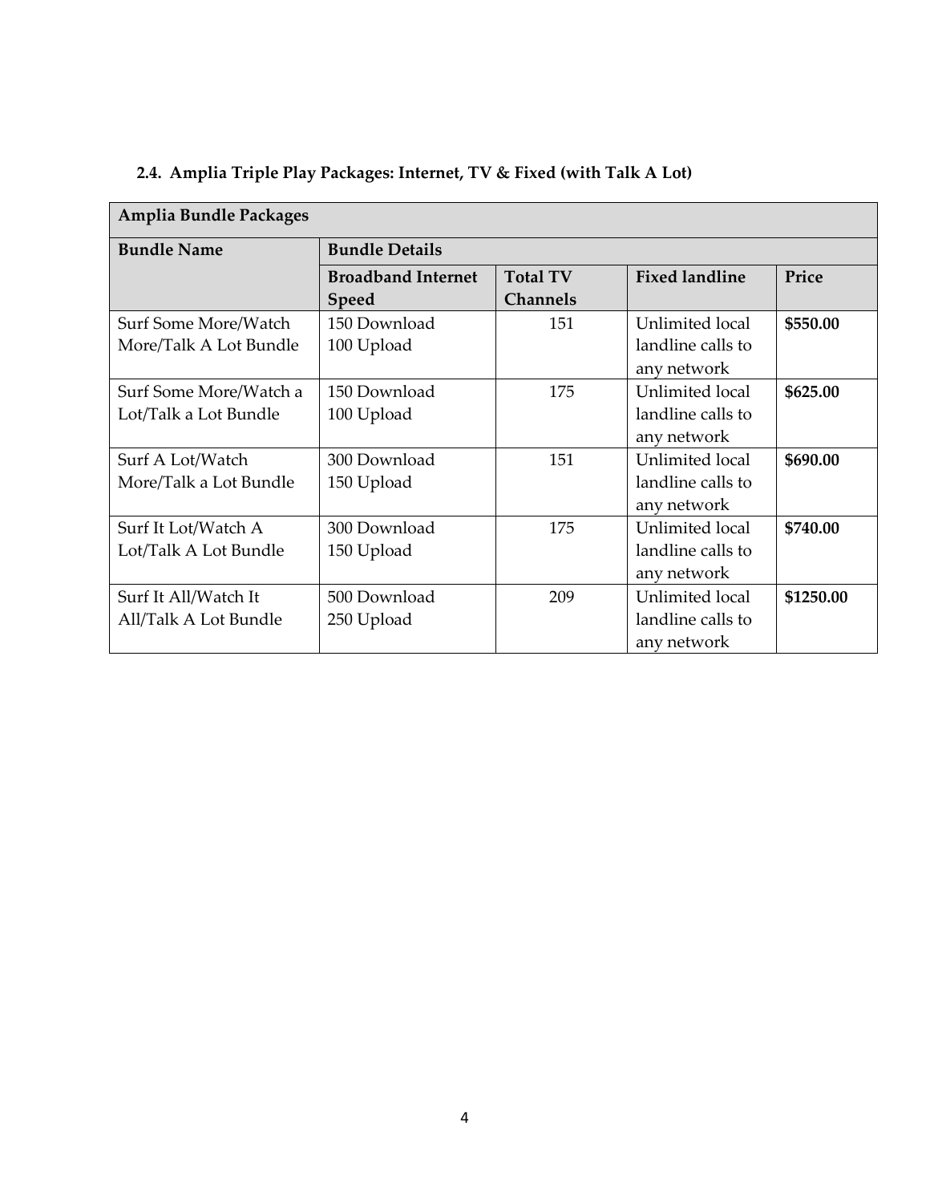### 2.4. Amplia Triple Play Packages: Internet, TV & Fixed (with Talk A Lot)

| Amplia Bundle Packages | | | | |
|---|---|---|---|---|
| **Bundle Name** | **Bundle Details** | | | |
| | **Broadband Internet Speed** | **Total TV Channels** | **Fixed landline** | **Price** |
| Surf Some More/Watch More/Talk A Lot Bundle | 150 Download 100 Upload | 151 | Unlimited local landline calls to any network | **$550.00** |
| Surf Some More/Watch a Lot/Talk a Lot Bundle | 150 Download 100 Upload | 175 | Unlimited local landline calls to any network | **$625.00** |
| Surf A Lot/Watch More/Talk a Lot Bundle | 300 Download 150 Upload | 151 | Unlimited local landline calls to any network | **$690.00** |
| Surf It Lot/Watch A Lot/Talk A Lot Bundle | 300 Download 150 Upload | 175 | Unlimited local landline calls to any network | **$740.00** |
| Surf It All/Watch It All/Talk A Lot Bundle | 500 Download 250 Upload | 209 | Unlimited local landline calls to any network | **$1250.00** |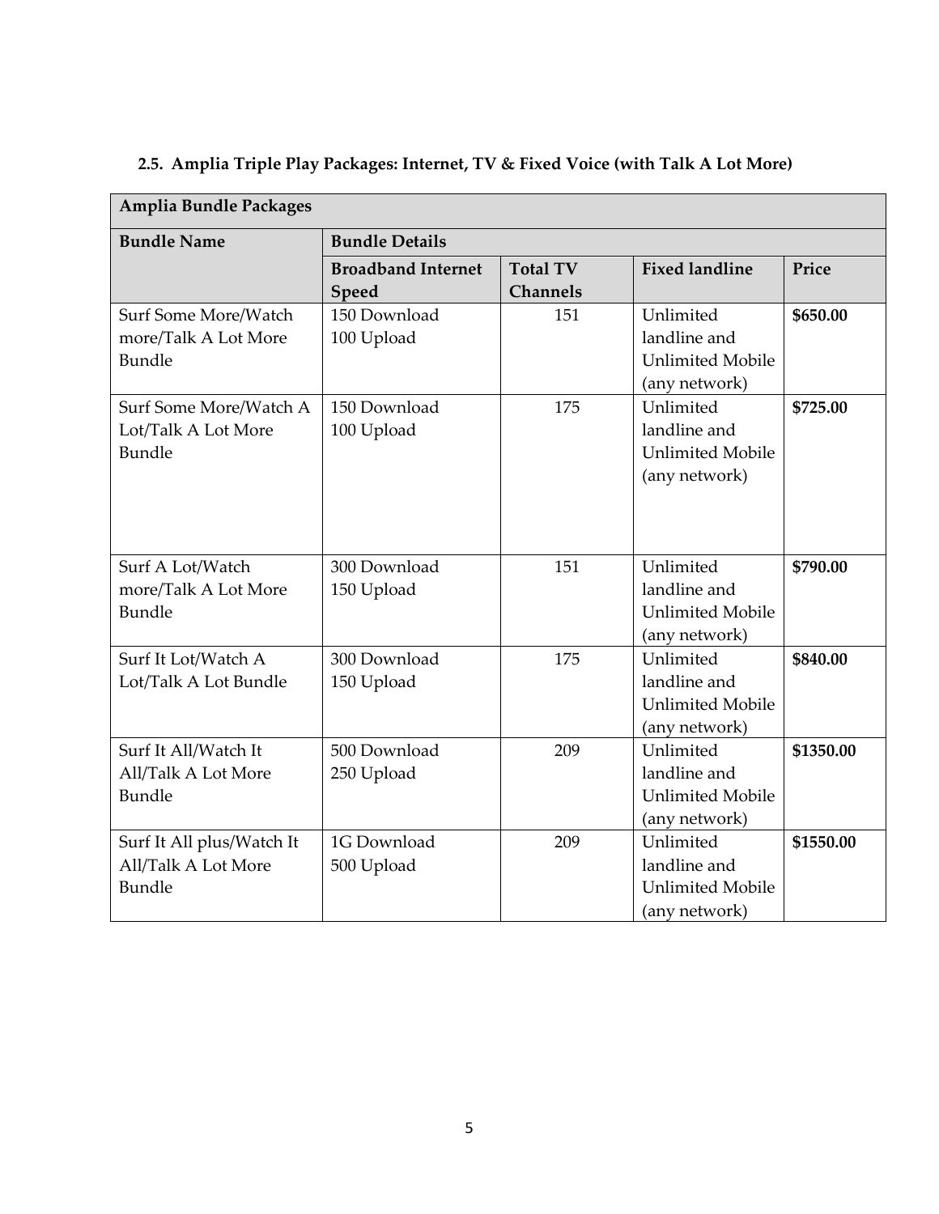### 2.5. Amplia Triple Play Packages: Internet, TV & Fixed Voice (with Talk A Lot More)

| Amplia Bundle Packages | | | | |
|---|---|---|---|---|
| **Bundle Name** | **Bundle Details** | | | |
| | **Broadband Internet Speed** | **Total TV Channels** | **Fixed landline** | **Price** |
| Surf Some More/Watch more/Talk A Lot More Bundle | 150 Download 100 Upload | 151 | Unlimited landline and Unlimited Mobile (any network) | **$650.00** |
| Surf Some More/Watch A Lot/Talk A Lot More Bundle | 150 Download 100 Upload | 175 | Unlimited landline and Unlimited Mobile (any network) | **$725.00** |
| Surf A Lot/Watch more/Talk A Lot More Bundle | 300 Download 150 Upload | 151 | Unlimited landline and Unlimited Mobile (any network) | **$790.00** |
| Surf It Lot/Watch A Lot/Talk A Lot Bundle | 300 Download 150 Upload | 175 | Unlimited landline and Unlimited Mobile (any network) | **$840.00** |
| Surf It All/Watch It All/Talk A Lot More Bundle | 500 Download 250 Upload | 209 | Unlimited landline and Unlimited Mobile (any network) | **$1350.00** |
| Surf It All plus/Watch It All/Talk A Lot More Bundle | 1G Download 500 Upload | 209 | Unlimited landline and Unlimited Mobile (any network) | **$1550.00** |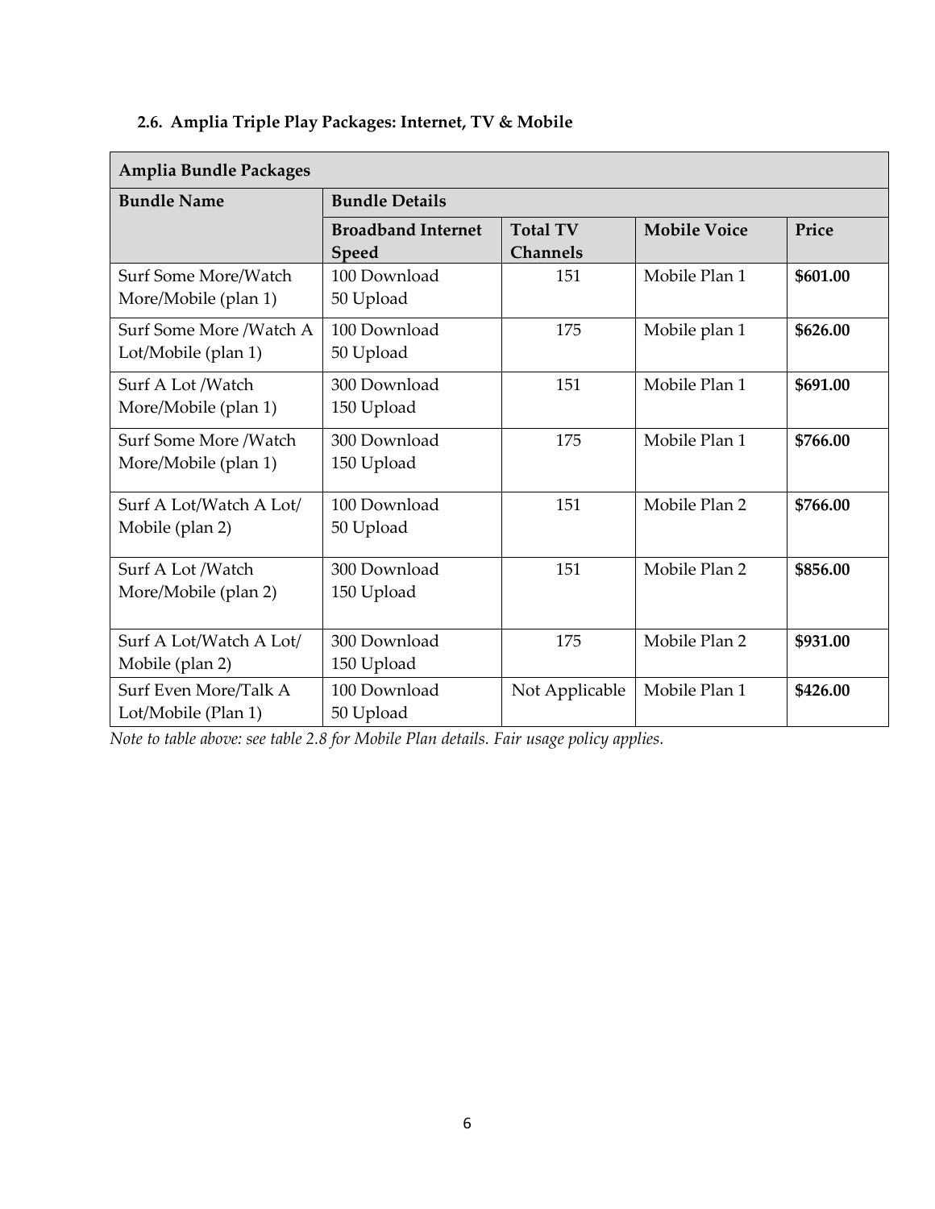### 2.6. Amplia Triple Play Packages: Internet, TV & Mobile

| Amplia Bundle Packages | | | | |
|---|---|---|---|---|
| **Bundle Name** | **Bundle Details** | | | |
| | **Broadband Internet Speed** | **Total TV Channels** | **Mobile Voice** | **Price** |
| Surf Some More/Watch More/Mobile (plan 1) | 100 Download 50 Upload | 151 | Mobile Plan 1 | **$601.00** |
| Surf Some More /Watch A Lot/Mobile (plan 1) | 100 Download 50 Upload | 175 | Mobile plan 1 | **$626.00** |
| Surf A Lot /Watch More/Mobile (plan 1) | 300 Download 150 Upload | 151 | Mobile Plan 1 | **$691.00** |
| Surf Some More /Watch More/Mobile (plan 1) | 300 Download 150 Upload | 175 | Mobile Plan 1 | **$766.00** |
| Surf A Lot/Watch A Lot/ Mobile (plan 2) | 100 Download 50 Upload | 151 | Mobile Plan 2 | **$766.00** |
| Surf A Lot /Watch More/Mobile (plan 2) | 300 Download 150 Upload | 151 | Mobile Plan 2 | **$856.00** |
| Surf A Lot/Watch A Lot/ Mobile (plan 2) | 300 Download 150 Upload | 175 | Mobile Plan 2 | **$931.00** |
| Surf Even More/Talk A Lot/Mobile (Plan 1) | 100 Download 50 Upload | Not Applicable | Mobile Plan 1 | **$426.00** |

*Note to table above: see table 2.8 for Mobile Plan details. Fair usage policy applies.*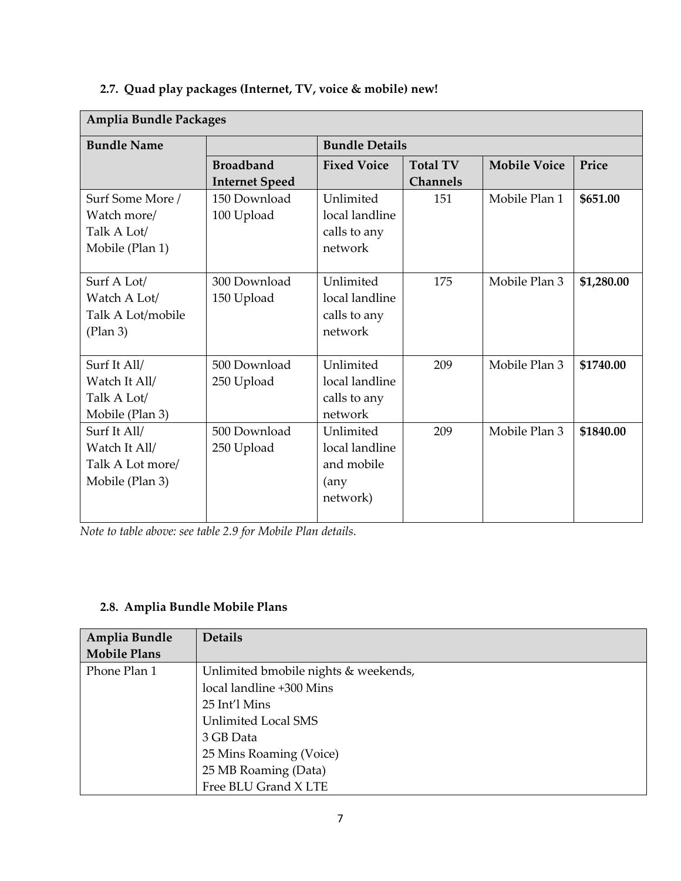## 2.7. Quad play packages (Internet, TV, voice & mobile) new!

| Amplia Bundle Packages | | | | | |
|---|---|---|---|---|---|
| **Bundle Name** | | **Bundle Details** | | | |
| | **Broadband Internet Speed** | **Fixed Voice** | **Total TV Channels** | **Mobile Voice** | **Price** |
| Surf Some More / Watch more/ Talk A Lot/ Mobile (Plan 1) | 150 Download 100 Upload | Unlimited local landline calls to any network | 151 | Mobile Plan 1 | **$651.00** |
| Surf A Lot/ Watch A Lot/ Talk A Lot/mobile (Plan 3) | 300 Download 150 Upload | Unlimited local landline calls to any network | 175 | Mobile Plan 3 | **$1,280.00** |
| Surf It All/ Watch It All/ Talk A Lot/ Mobile (Plan 3) | 500 Download 250 Upload | Unlimited local landline calls to any network | 209 | Mobile Plan 3 | **$1740.00** |
| Surf It All/ Watch It All/ Talk A Lot more/ Mobile (Plan 3) | 500 Download 250 Upload | Unlimited local landline and mobile (any network) | 209 | Mobile Plan 3 | **$1840.00** |

*Note to table above: see table 2.9 for Mobile Plan details.*

## 2.8. Amplia Bundle Mobile Plans

| Amplia Bundle Mobile Plans | Details |
|---|---|
| Phone Plan 1 | Unlimited bmobile nights & weekends,<br>local landline +300 Mins<br>25 Int'l Mins<br>Unlimited Local SMS<br>3 GB Data<br>25 Mins Roaming (Voice)<br>25 MB Roaming (Data)<br>Free BLU Grand X LTE |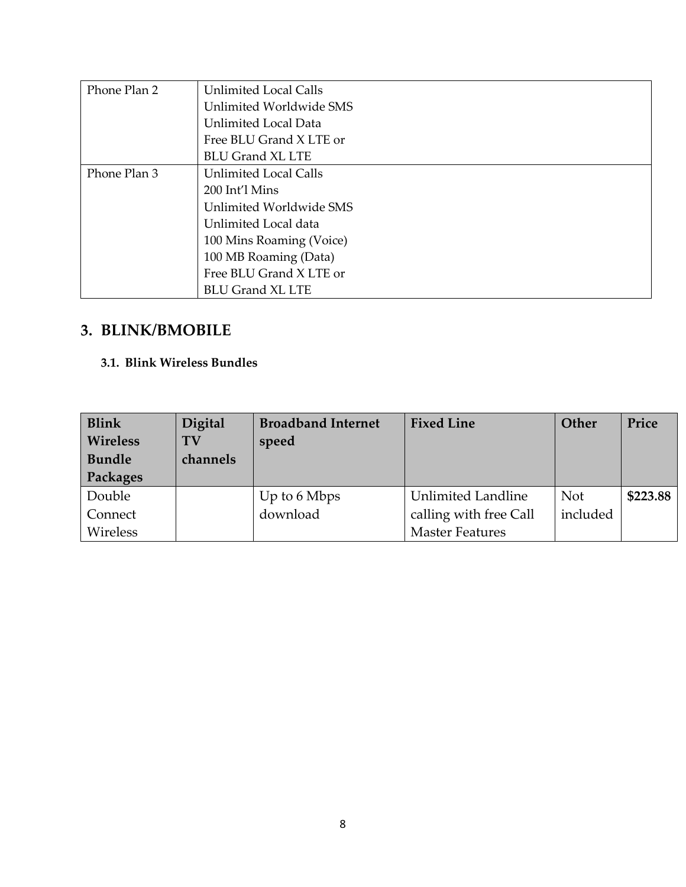| | |
|---|---|
| Phone Plan 2 | Unlimited Local Calls<br>Unlimited Worldwide SMS<br>Unlimited Local Data<br>Free BLU Grand X LTE or<br>BLU Grand XL LTE |
| Phone Plan 3 | Unlimited Local Calls<br>200 Int'l Mins<br>Unlimited Worldwide SMS<br>Unlimited Local data<br>100 Mins Roaming (Voice)<br>100 MB Roaming (Data)<br>Free BLU Grand X LTE or<br>BLU Grand XL LTE |

## 3. BLINK/BMOBILE

### 3.1. Blink Wireless Bundles

| Blink Wireless Bundle Packages | Digital TV channels | Broadband Internet speed | Fixed Line | Other | Price |
|---|---|---|---|---|---|
| Double Connect Wireless | | Up to 6 Mbps download | Unlimited Landline calling with free Call Master Features | Not included | **$223.88** |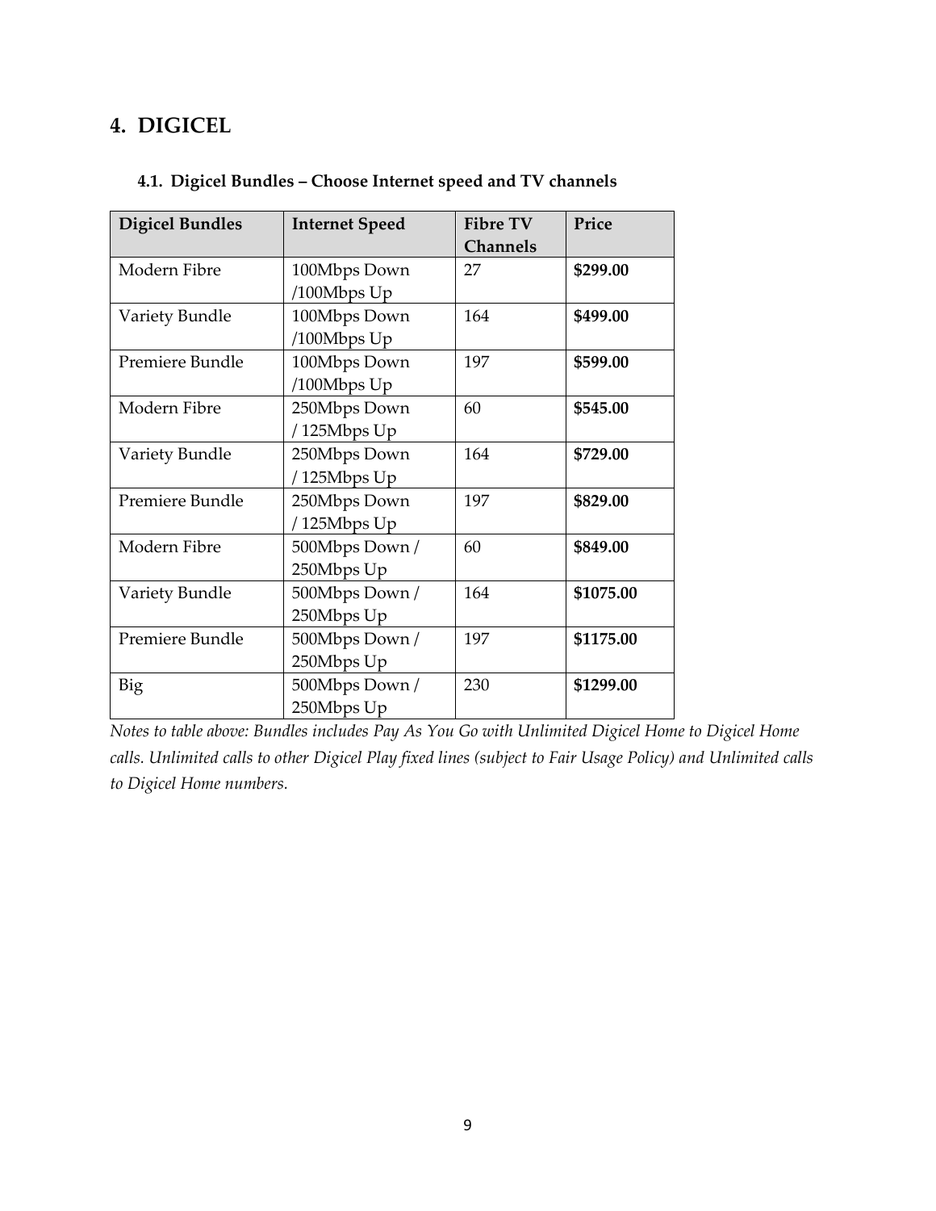# 4. DIGICEL

## 4.1. Digicel Bundles – Choose Internet speed and TV channels

| Digicel Bundles | Internet Speed | Fibre TV Channels | Price |
|---|---|---|---|
| Modern Fibre | 100Mbps Down /100Mbps Up | 27 | **$299.00** |
| Variety Bundle | 100Mbps Down /100Mbps Up | 164 | **$499.00** |
| Premiere Bundle | 100Mbps Down /100Mbps Up | 197 | **$599.00** |
| Modern Fibre | 250Mbps Down / 125Mbps Up | 60 | **$545.00** |
| Variety Bundle | 250Mbps Down / 125Mbps Up | 164 | **$729.00** |
| Premiere Bundle | 250Mbps Down / 125Mbps Up | 197 | **$829.00** |
| Modern Fibre | 500Mbps Down / 250Mbps Up | 60 | **$849.00** |
| Variety Bundle | 500Mbps Down / 250Mbps Up | 164 | **$1075.00** |
| Premiere Bundle | 500Mbps Down / 250Mbps Up | 197 | **$1175.00** |
| Big | 500Mbps Down / 250Mbps Up | 230 | **$1299.00** |

*Notes to table above: Bundles includes Pay As You Go with Unlimited Digicel Home to Digicel Home calls. Unlimited calls to other Digicel Play fixed lines (subject to Fair Usage Policy) and Unlimited calls to Digicel Home numbers.*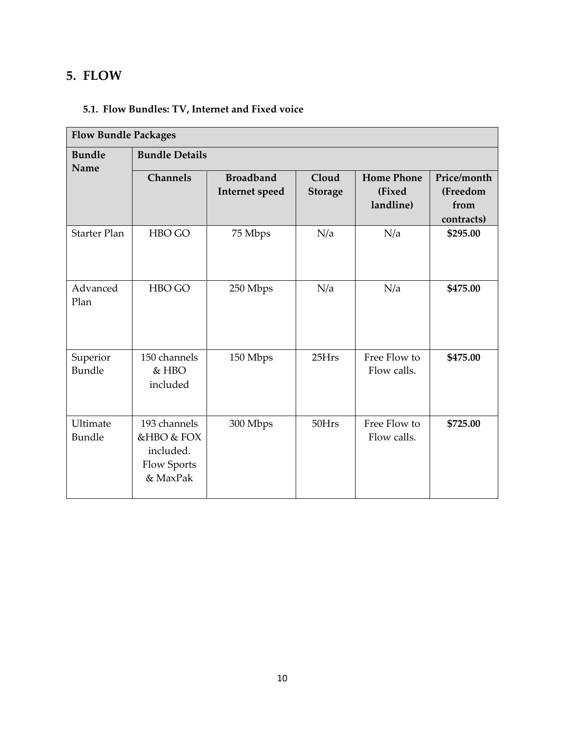## 5. FLOW

### 5.1. Flow Bundles: TV, Internet and Fixed voice

| Flow Bundle Packages | | | | | |
|---|---|---|---|---|---|
| **Bundle Name** | **Bundle Details** | | | | |
| | **Channels** | **Broadband Internet speed** | **Cloud Storage** | **Home Phone (Fixed landline)** | **Price/month (Freedom from contracts)** |
| Starter Plan | HBO GO | 75 Mbps | N/a | N/a | **$295.00** |
| Advanced Plan | HBO GO | 250 Mbps | N/a | N/a | **$475.00** |
| Superior Bundle | 150 channels & HBO included | 150 Mbps | 25Hrs | Free Flow to Flow calls. | **$475.00** |
| Ultimate Bundle | 193 channels &HBO & FOX included. Flow Sports & MaxPak | 300 Mbps | 50Hrs | Free Flow to Flow calls. | **$725.00** |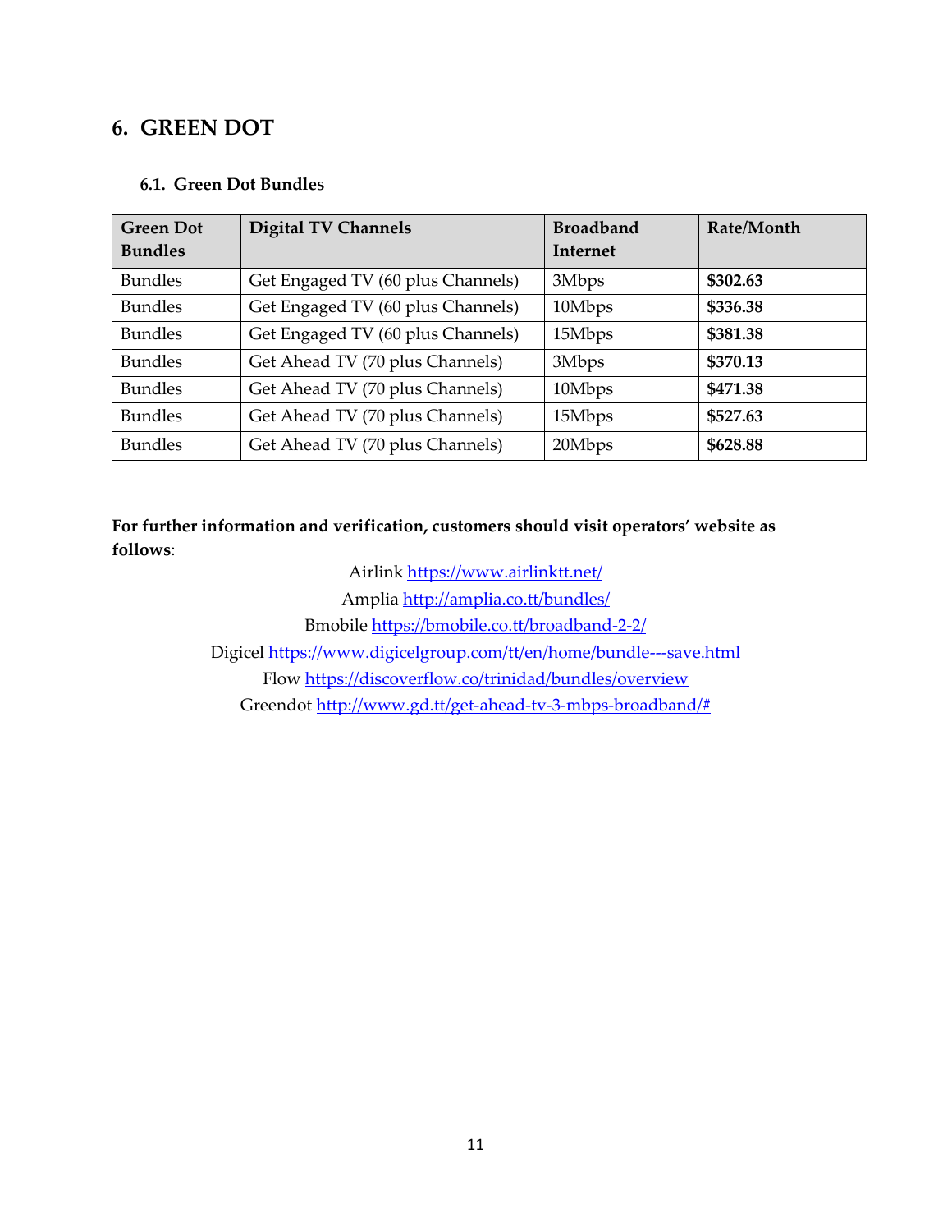## 6. GREEN DOT

### 6.1. Green Dot Bundles

| Green Dot Bundles | Digital TV Channels | Broadband Internet | Rate/Month |
|---|---|---|---|
| Bundles | Get Engaged TV (60 plus Channels) | 3Mbps | **$302.63** |
| Bundles | Get Engaged TV (60 plus Channels) | 10Mbps | **$336.38** |
| Bundles | Get Engaged TV (60 plus Channels) | 15Mbps | **$381.38** |
| Bundles | Get Ahead TV (70 plus Channels) | 3Mbps | **$370.13** |
| Bundles | Get Ahead TV (70 plus Channels) | 10Mbps | **$471.38** |
| Bundles | Get Ahead TV (70 plus Channels) | 15Mbps | **$527.63** |
| Bundles | Get Ahead TV (70 plus Channels) | 20Mbps | **$628.88** |

**For further information and verification, customers should visit operators' website as follows**:

Airlink https://www.airlinktt.net/

Amplia http://amplia.co.tt/bundles/

Bmobile https://bmobile.co.tt/broadband-2-2/

Digicel https://www.digicelgroup.com/tt/en/home/bundle---save.html

Flow https://discoverflow.co/trinidad/bundles/overview

Greendot http://www.gd.tt/get-ahead-tv-3-mbps-broadband/#